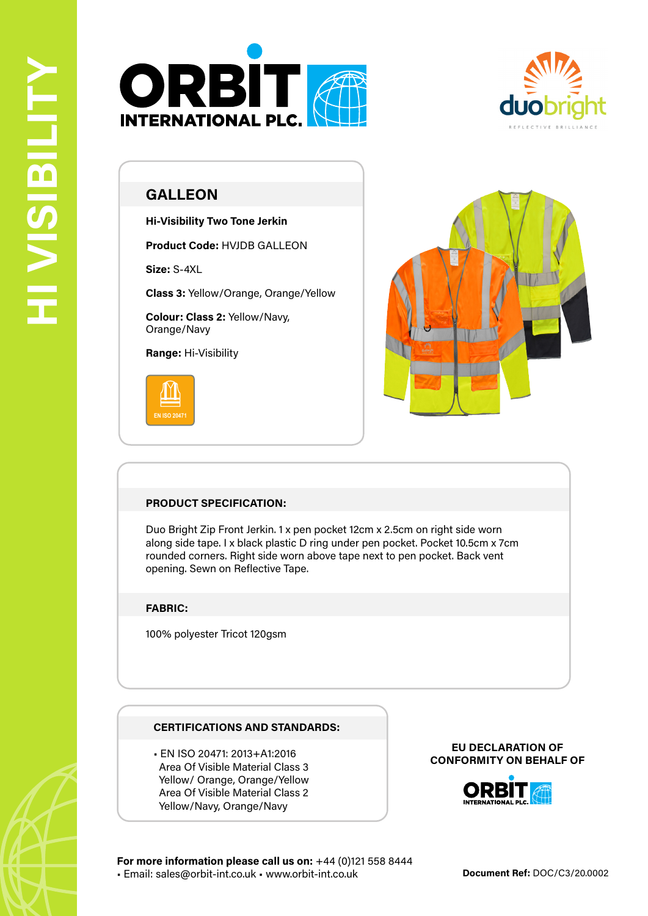HI VISIBILITY

ORBIT INTERNATIONAL PLC.

duobright REFLECTIVE BRILLIANCE

## GALLEON

**Hi-Visibility Two Tone Jerkin**

**Product Code:** HVJDB GALLEON

**Size:** S-4XL

**Class 3:** Yellow/Orange, Orange/Yellow

**Colour: Class 2:** Yellow/Navy, Orange/Navy

**Range:** Hi-Visibility

EN ISO 20471

### PRODUCT SPECIFICATION:

Duo Bright Zip Front Jerkin. 1 x pen pocket 12cm x 2.5cm on right side worn along side tape. I x black plastic D ring under pen pocket. Pocket 10.5cm x 7cm rounded corners. Right side worn above tape next to pen pocket. Back vent opening. Sewn on Reflective Tape.

### FABRIC:

100% polyester Tricot 120gsm

### CERTIFICATIONS AND STANDARDS:

- EN ISO 20471: 2013+A1:2016
  Area Of Visible Material Class 3
  Yellow/ Orange, Orange/Yellow
  Area Of Visible Material Class 2
  Yellow/Navy, Orange/Navy

**EU DECLARATION OF CONFORMITY ON BEHALF OF**

ORBIT INTERNATIONAL PLC.

**For more information please call us on:** +44 (0)121 558 8444
• Email: sales@orbit-int.co.uk • www.orbit-int.co.uk

**Document Ref:** DOC/C3/20.0002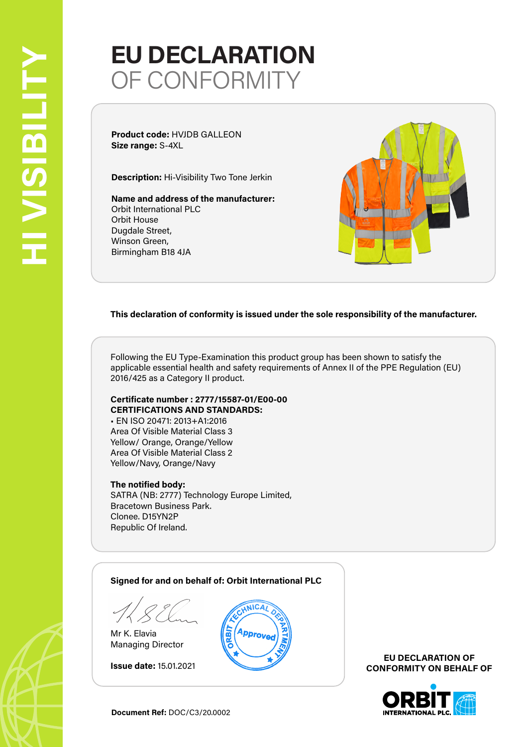HI VISIBILITY

# EU DECLARATION
## OF CONFORMITY

**Product code:** HVJDB GALLEON
**Size range:** S-4XL

**Description:** Hi-Visibility Two Tone Jerkin

**Name and address of the manufacturer:**
Orbit International PLC
Orbit House
Dugdale Street,
Winson Green,
Birmingham B18 4JA

**This declaration of conformity is issued under the sole responsibility of the manufacturer.**

Following the EU Type-Examination this product group has been shown to satisfy the applicable essential health and safety requirements of Annex II of the PPE Regulation (EU) 2016/425 as a Category II product.

**Certificate number : 2777/15587-01/E00-00**
**CERTIFICATIONS AND STANDARDS:**
- EN ISO 20471: 2013+A1:2016

Area Of Visible Material Class 3
Yellow/ Orange, Orange/Yellow
Area Of Visible Material Class 2
Yellow/Navy, Orange/Navy

**The notified body:**
SATRA (NB: 2777) Technology Europe Limited,
Bracetown Business Park.
Clonee. D15YN2P
Republic Of Ireland.

**Signed for and on behalf of: Orbit International PLC**

Mr K. Elavia
Managing Director

**Issue date:** 15.01.2021

ORBIT TECHNICAL DEPARTMENT Approved

EU DECLARATION OF CONFORMITY ON BEHALF OF

ORBIT INTERNATIONAL PLC.

**Document Ref:** DOC/C3/20.0002